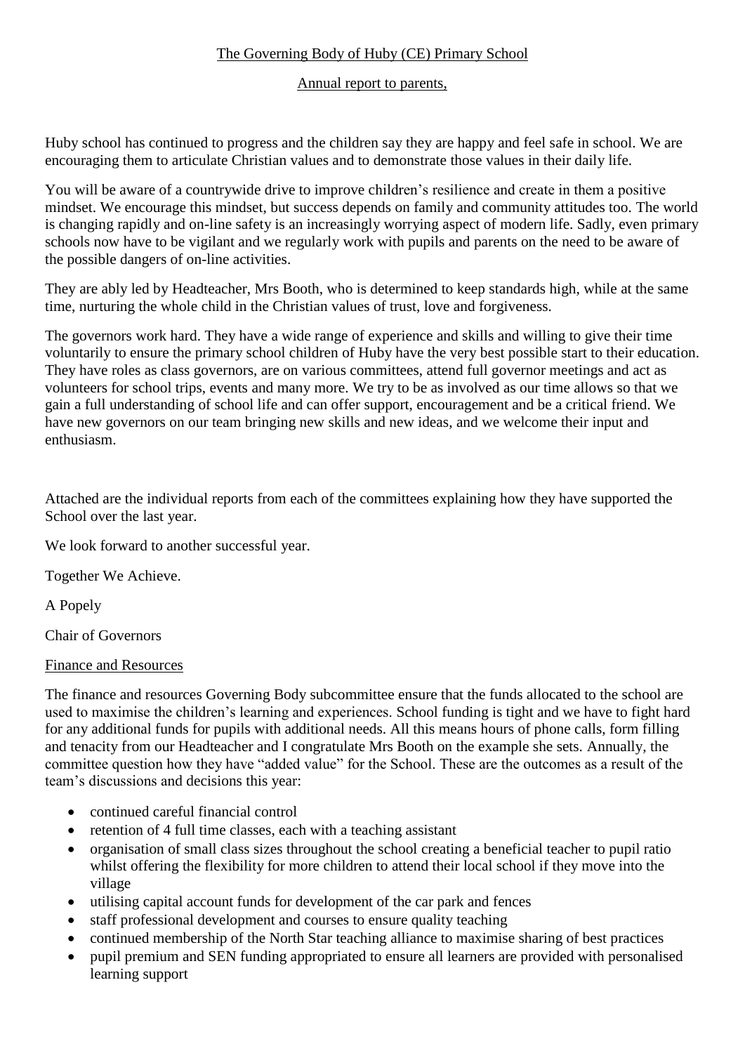The Governing Body of Huby (CE) Primary School

Annual report to parents,

Huby school has continued to progress and the children say they are happy and feel safe in school. We are encouraging them to articulate Christian values and to demonstrate those values in their daily life.

You will be aware of a countrywide drive to improve children's resilience and create in them a positive mindset. We encourage this mindset, but success depends on family and community attitudes too. The world is changing rapidly and on-line safety is an increasingly worrying aspect of modern life. Sadly, even primary schools now have to be vigilant and we regularly work with pupils and parents on the need to be aware of the possible dangers of on-line activities.

They are ably led by Headteacher, Mrs Booth, who is determined to keep standards high, while at the same time, nurturing the whole child in the Christian values of trust, love and forgiveness.

The governors work hard. They have a wide range of experience and skills and willing to give their time voluntarily to ensure the primary school children of Huby have the very best possible start to their education. They have roles as class governors, are on various committees, attend full governor meetings and act as volunteers for school trips, events and many more. We try to be as involved as our time allows so that we gain a full understanding of school life and can offer support, encouragement and be a critical friend. We have new governors on our team bringing new skills and new ideas, and we welcome their input and enthusiasm.

Attached are the individual reports from each of the committees explaining how they have supported the School over the last year.

We look forward to another successful year.

Together We Achieve.

A Popely

Chair of Governors

Finance and Resources

The finance and resources Governing Body subcommittee ensure that the funds allocated to the school are used to maximise the children's learning and experiences. School funding is tight and we have to fight hard for any additional funds for pupils with additional needs. All this means hours of phone calls, form filling and tenacity from our Headteacher and I congratulate Mrs Booth on the example she sets. Annually, the committee question how they have "added value" for the School. These are the outcomes as a result of the team's discussions and decisions this year:

- continued careful financial control
- retention of 4 full time classes, each with a teaching assistant
- organisation of small class sizes throughout the school creating a beneficial teacher to pupil ratio whilst offering the flexibility for more children to attend their local school if they move into the village
- utilising capital account funds for development of the car park and fences
- staff professional development and courses to ensure quality teaching
- continued membership of the North Star teaching alliance to maximise sharing of best practices
- pupil premium and SEN funding appropriated to ensure all learners are provided with personalised learning support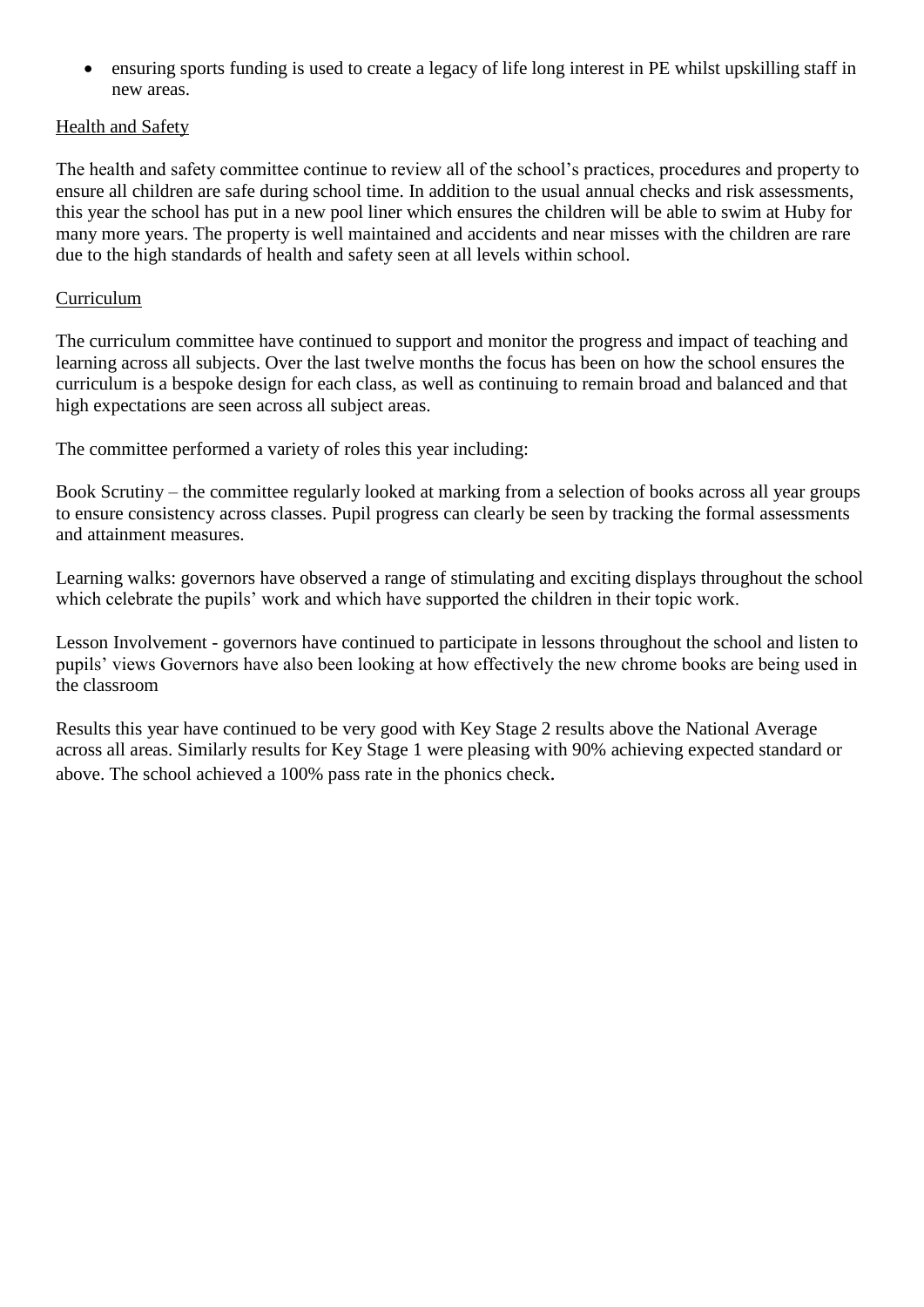- ensuring sports funding is used to create a legacy of life long interest in PE whilst upskilling staff in new areas.

## Health and Safety

The health and safety committee continue to review all of the school's practices, procedures and property to ensure all children are safe during school time. In addition to the usual annual checks and risk assessments, this year the school has put in a new pool liner which ensures the children will be able to swim at Huby for many more years. The property is well maintained and accidents and near misses with the children are rare due to the high standards of health and safety seen at all levels within school.

## Curriculum

The curriculum committee have continued to support and monitor the progress and impact of teaching and learning across all subjects. Over the last twelve months the focus has been on how the school ensures the curriculum is a bespoke design for each class, as well as continuing to remain broad and balanced and that high expectations are seen across all subject areas.

The committee performed a variety of roles this year including:

Book Scrutiny – the committee regularly looked at marking from a selection of books across all year groups to ensure consistency across classes. Pupil progress can clearly be seen by tracking the formal assessments and attainment measures.

Learning walks: governors have observed a range of stimulating and exciting displays throughout the school which celebrate the pupils' work and which have supported the children in their topic work.

Lesson Involvement - governors have continued to participate in lessons throughout the school and listen to pupils' views Governors have also been looking at how effectively the new chrome books are being used in the classroom

Results this year have continued to be very good with Key Stage 2 results above the National Average across all areas. Similarly results for Key Stage 1 were pleasing with 90% achieving expected standard or above. The school achieved a 100% pass rate in the phonics check.